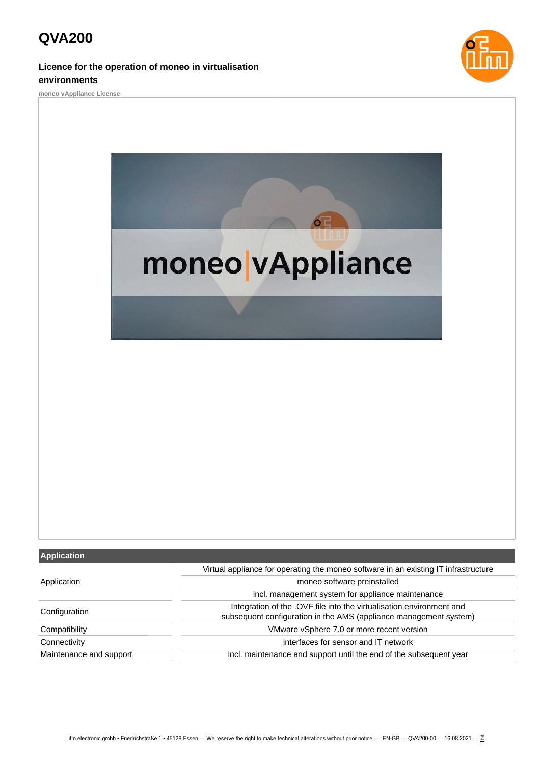# QVA200

**Licence for the operation of moneo in virtualisation environments**

**moneo vAppliance License**

| Application | |
|---|---|
| Application | Virtual appliance for operating the moneo software in an existing IT infrastructure |
| | moneo software preinstalled |
| | incl. management system for appliance maintenance |
| Configuration | Integration of the .OVF file into the virtualisation environment and subsequent configuration in the AMS (appliance management system) |
| Compatibility | VMware vSphere 7.0 or more recent version |
| Connectivity | interfaces for sensor and IT network |
| Maintenance and support | incl. maintenance and support until the end of the subsequent year |

ifm electronic gmbh • Friedrichstraße 1 • 45128 Essen — We reserve the right to make technical alterations without prior notice. — EN-GB — QVA200-00 — 16.08.2021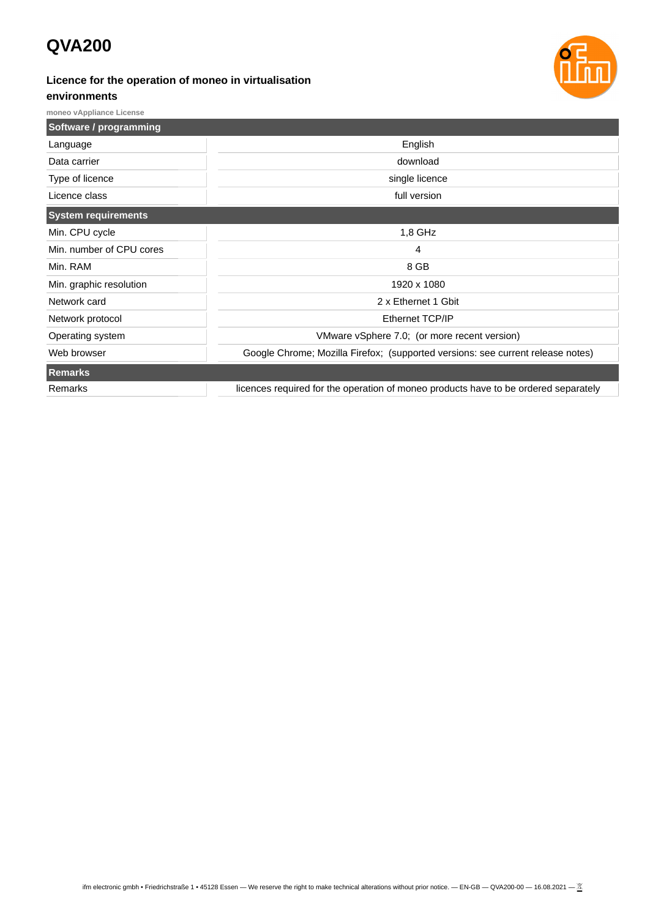# QVA200

**Licence for the operation of moneo in virtualisation environments**

**moneo vAppliance License**

| | |
|---|---|
| **Software / programming** | |
| Language | English |
| Data carrier | download |
| Type of licence | single licence |
| Licence class | full version |
| **System requirements** | |
| Min. CPU cycle | 1,8 GHz |
| Min. number of CPU cores | 4 |
| Min. RAM | 8 GB |
| Min. graphic resolution | 1920 x 1080 |
| Network card | 2 x Ethernet 1 Gbit |
| Network protocol | Ethernet TCP/IP |
| Operating system | VMware vSphere 7.0; (or more recent version) |
| Web browser | Google Chrome; Mozilla Firefox; (supported versions: see current release notes) |
| **Remarks** | |
| Remarks | licences required for the operation of moneo products have to be ordered separately |